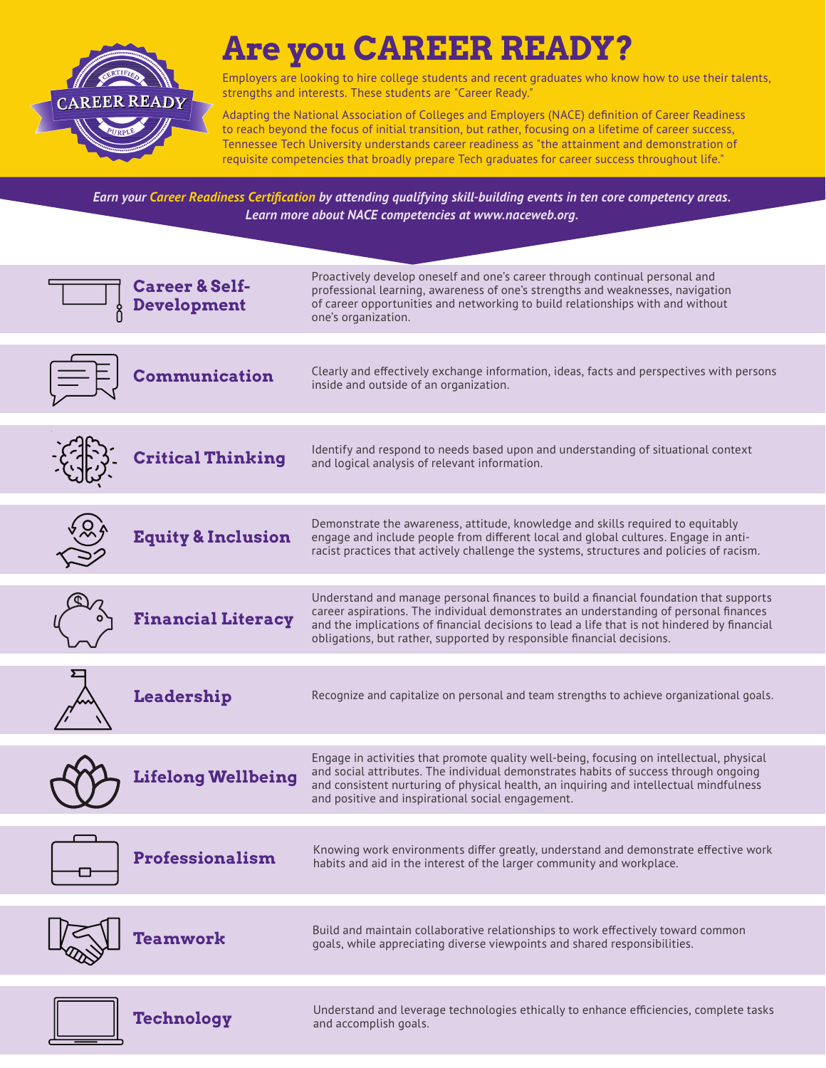CAREER READY

CERTIFIED

PURPLE

# Are you CAREER READY?

Employers are looking to hire college students and recent graduates who know how to use their talents, strengths and interests. These students are "Career Ready."

Adapting the National Association of Colleges and Employers (NACE) definition of Career Readiness to reach beyond the focus of initial transition, but rather, focusing on a lifetime of career success, Tennessee Tech University understands career readiness as "the attainment and demonstration of requisite competencies that broadly prepare Tech graduates for career success throughout life."

***Earn your Career Readiness Certification by attending qualifying skill-building events in ten core competency areas. Learn more about NACE competencies at www.naceweb.org.***

## Career & Self-Development

Proactively develop oneself and one's career through continual personal and professional learning, awareness of one's strengths and weaknesses, navigation of career opportunities and networking to build relationships with and without one's organization.

## Communication

Clearly and effectively exchange information, ideas, facts and perspectives with persons inside and outside of an organization.

## Critical Thinking

Identify and respond to needs based upon and understanding of situational context and logical analysis of relevant information.

## Equity & Inclusion

Demonstrate the awareness, attitude, knowledge and skills required to equitably engage and include people from different local and global cultures. Engage in anti-racist practices that actively challenge the systems, structures and policies of racism.

## Financial Literacy

Understand and manage personal finances to build a financial foundation that supports career aspirations. The individual demonstrates an understanding of personal finances and the implications of financial decisions to lead a life that is not hindered by financial obligations, but rather, supported by responsible financial decisions.

## Leadership

Recognize and capitalize on personal and team strengths to achieve organizational goals.

## Lifelong Wellbeing

Engage in activities that promote quality well-being, focusing on intellectual, physical and social attributes. The individual demonstrates habits of success through ongoing and consistent nurturing of physical health, an inquiring and intellectual mindfulness and positive and inspirational social engagement.

## Professionalism

Knowing work environments differ greatly, understand and demonstrate effective work habits and aid in the interest of the larger community and workplace.

## Teamwork

Build and maintain collaborative relationships to work effectively toward common goals, while appreciating diverse viewpoints and shared responsibilities.

## Technology

Understand and leverage technologies ethically to enhance efficiencies, complete tasks and accomplish goals.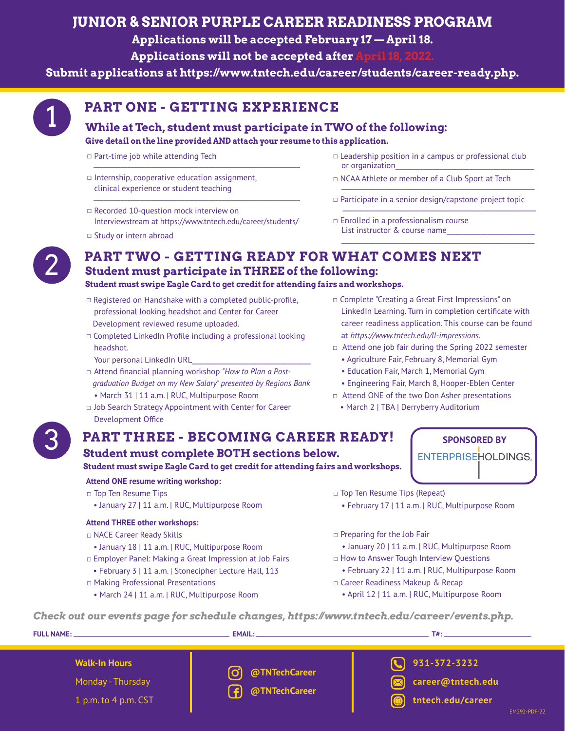# JUNIOR & SENIOR PURPLE CAREER READINESS PROGRAM

**Applications will be accepted February 17 — April 18.**

**Applications will not be accepted after April 18, 2022.**

**Submit applications at https://www.tntech.edu/career/students/career-ready.php.**

## 1 PART ONE - GETTING EXPERIENCE

### While at Tech, student must participate in TWO of the following:

**Give detail on the line provided AND attach your resume to this application.**

- □ Part-time job while attending Tech ______________________________
- □ Internship, cooperative education assignment, clinical experience or student teaching ______________________________
- □ Recorded 10-question mock interview on Interviewstream at https://www.tntech.edu/career/students/
- □ Study or intern abroad
- □ Leadership position in a campus or professional club or organization______________________________
- □ NCAA Athlete or member of a Club Sport at Tech ______________________________
- □ Participate in a senior design/capstone project topic ______________________________
- □ Enrolled in a professionalism course
  List instructor & course name______________________________

## 2 PART TWO - GETTING READY FOR WHAT COMES NEXT

### Student must participate in THREE of the following:

**Student must swipe Eagle Card to get credit for attending fairs and workshops.**

- □ Registered on Handshake with a completed public-profile, professional looking headshot and Center for Career Development reviewed resume uploaded.
- □ Completed LinkedIn Profile including a professional looking headshot.
  Your personal LinkedIn URL______________________________
- □ Attend financial planning workshop *"How to Plan a Post-graduation Budget on my New Salary" presented by Regions Bank*
  - March 31 | 11 a.m. | RUC, Multipurpose Room
- □ Job Search Strategy Appointment with Center for Career Development Office
- □ Complete "Creating a Great First Impressions" on LinkedIn Learning. Turn in completion certificate with career readiness application. This course can be found at *https://www.tntech.edu/ll-impressions.*
- □ Attend one job fair during the Spring 2022 semester
  - Agriculture Fair, February 8, Memorial Gym
  - Education Fair, March 1, Memorial Gym
  - Engineering Fair, March 8, Hooper-Eblen Center
- □ Attend ONE of the two Don Asher presentations
  - March 2 | TBA | Derryberry Auditorium

## 3 PART THREE - BECOMING CAREER READY!

### Student must complete BOTH sections below.

**Student must swipe Eagle Card to get credit for attending fairs and workshops.**

SPONSORED BY ENTERPRISE HOLDINGS

**Attend ONE resume writing workshop:**

- □ Top Ten Resume Tips
  - January 27 | 11 a.m. | RUC, Multipurpose Room
- □ Top Ten Resume Tips (Repeat)
  - February 17 | 11 a.m. | RUC, Multipurpose Room

**Attend THREE other workshops:**

- □ NACE Career Ready Skills
  - January 18 | 11 a.m. | RUC, Multipurpose Room
- □ Employer Panel: Making a Great Impression at Job Fairs
  - February 3 | 11 a.m. | Stonecipher Lecture Hall, 113
- □ Making Professional Presentations
  - March 24 | 11 a.m. | RUC, Multipurpose Room
- □ Preparing for the Job Fair
  - January 20 | 11 a.m. | RUC, Multipurpose Room
- □ How to Answer Tough Interview Questions
  - February 22 | 11 a.m. | RUC, Multipurpose Room
- □ Career Readiness Makeup & Recap
  - April 12 | 11 a.m. | RUC, Multipurpose Room

***Check out our events page for schedule changes, https://www.tntech.edu/career/events.php.***

**FULL NAME:** ______________________________ **EMAIL:** ______________________________ **T#:** ______________________

**Walk-In Hours**
Monday - Thursday
1 p.m. to 4 p.m. CST

@TNTechCareer
@TNTechCareer

931-372-3232
career@tntech.edu
tntech.edu/career

EM292-PDF-22